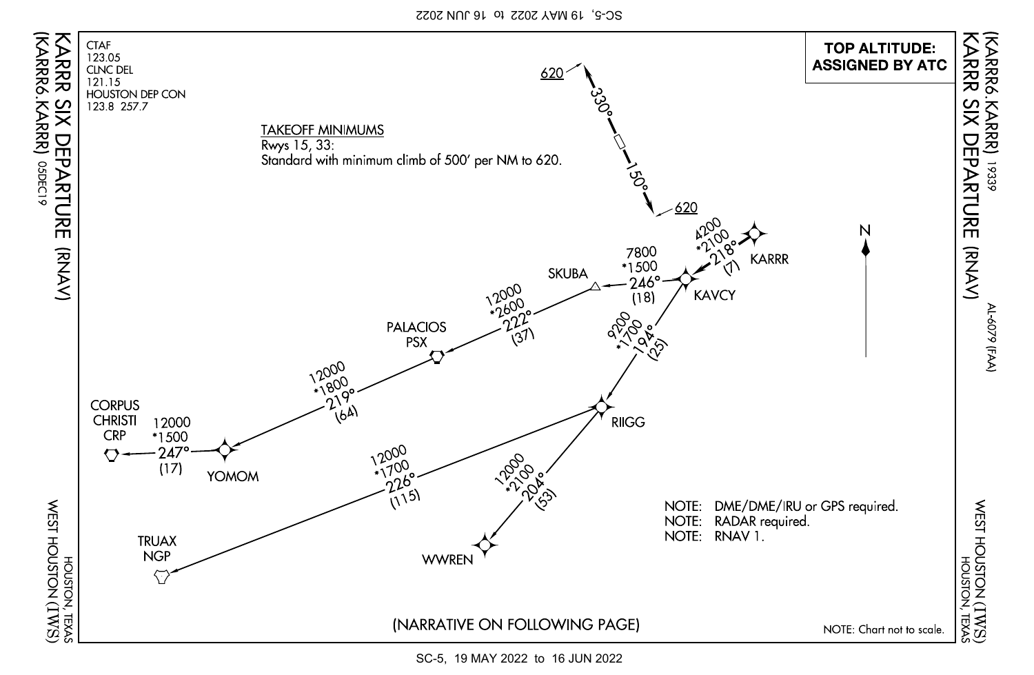# KARRR SIX DEPARTURE (RNAV)

(KARRR6.KARRR) 19339

WEST HOUSTON (IWS)
HOUSTON, TEXAS

AL-6079 (FAA)

CTAF
123.05
CLNC DEL
121.15
HOUSTON DEP CON
123.8 257.7

**TOP ALTITUDE: ASSIGNED BY ATC**

TAKEOFF MINIMUMS
Rwys 15, 33:
Standard with minimum climb of 500′ per NM to 620.

620 — 330° — 150° — 620

KARRR → KAVCY: 4200 *2100 218° (7)

KAVCY → SKUBA: 7800 *1500 246° (18)

SKUBA → PALACIOS PSX: 12000 *2600 222° (37)

PALACIOS PSX → YOMOM: 12000 *1800 219° (64)

YOMOM → CORPUS CHRISTI CRP: 12000 *1500 247° (17)

KAVCY → RIIGG: 9200 *1700 194° (25)

RIIGG → TRUAX NGP: 12000 *1700 226° (115)

RIIGG → WWREN: 12000 *2100 204° (53)

NOTE: DME/DME/IRU or GPS required.
NOTE: RADAR required.
NOTE: RNAV 1.

(NARRATIVE ON FOLLOWING PAGE)

NOTE: Chart not to scale.

05DEC19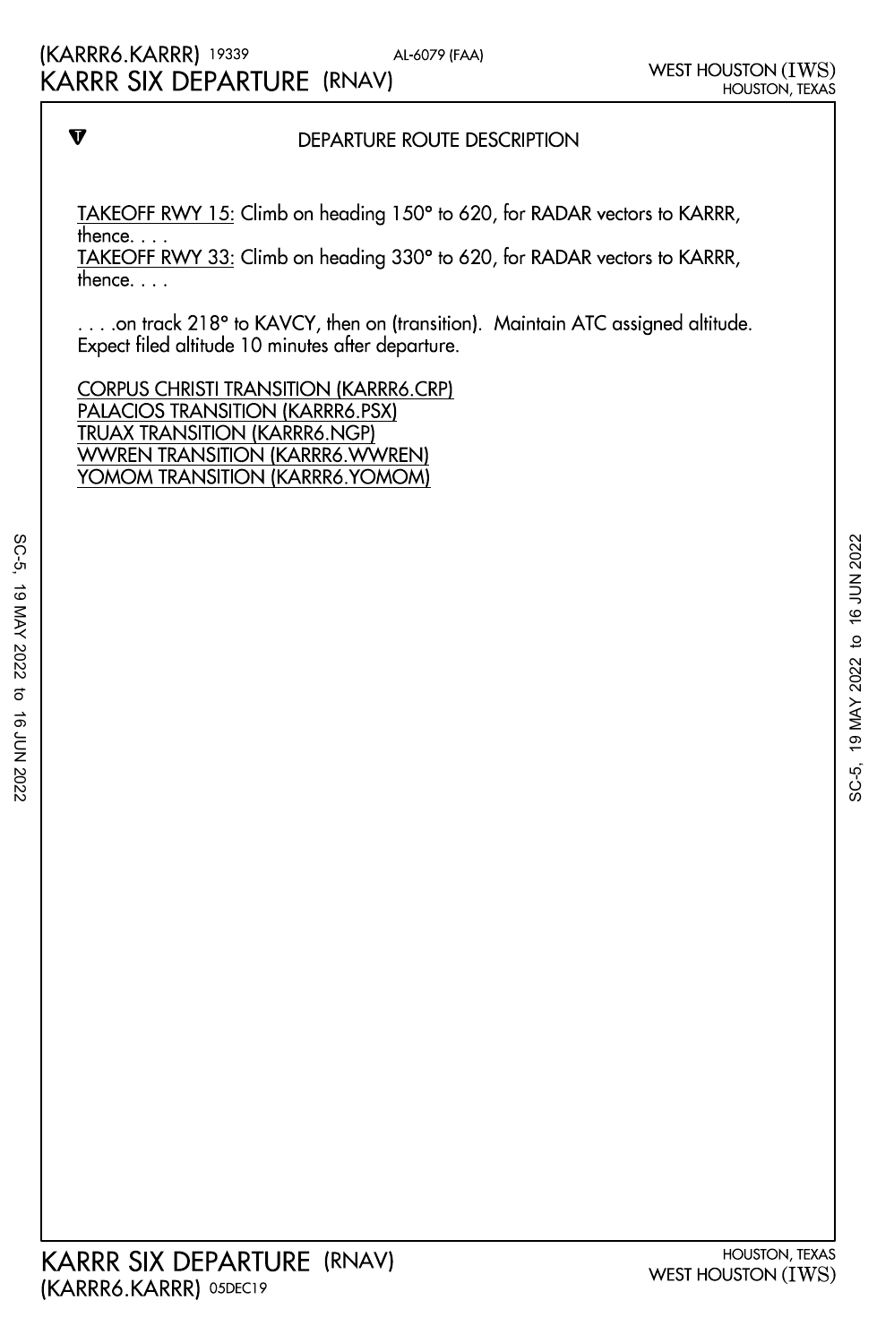# (KARRR6.KARRR) 19339
# KARRR SIX DEPARTURE (RNAV)

AL-6079 (FAA)

WEST HOUSTON (IWS)
HOUSTON, TEXAS

## DEPARTURE ROUTE DESCRIPTION

TAKEOFF RWY 15: Climb on heading 150° to 620, for RADAR vectors to KARRR, thence. . . .

TAKEOFF RWY 33: Climb on heading 330° to 620, for RADAR vectors to KARRR, thence. . . .

. . . .on track 218° to KAVCY, then on (transition). Maintain ATC assigned altitude. Expect filed altitude 10 minutes after departure.

CORPUS CHRISTI TRANSITION (KARRR6.CRP)
PALACIOS TRANSITION (KARRR6.PSX)
TRUAX TRANSITION (KARRR6.NGP)
WWREN TRANSITION (KARRR6.WWREN)
YOMOM TRANSITION (KARRR6.YOMOM)

KARRR SIX DEPARTURE (RNAV)
(KARRR6.KARRR) 05DEC19

HOUSTON, TEXAS
WEST HOUSTON (IWS)